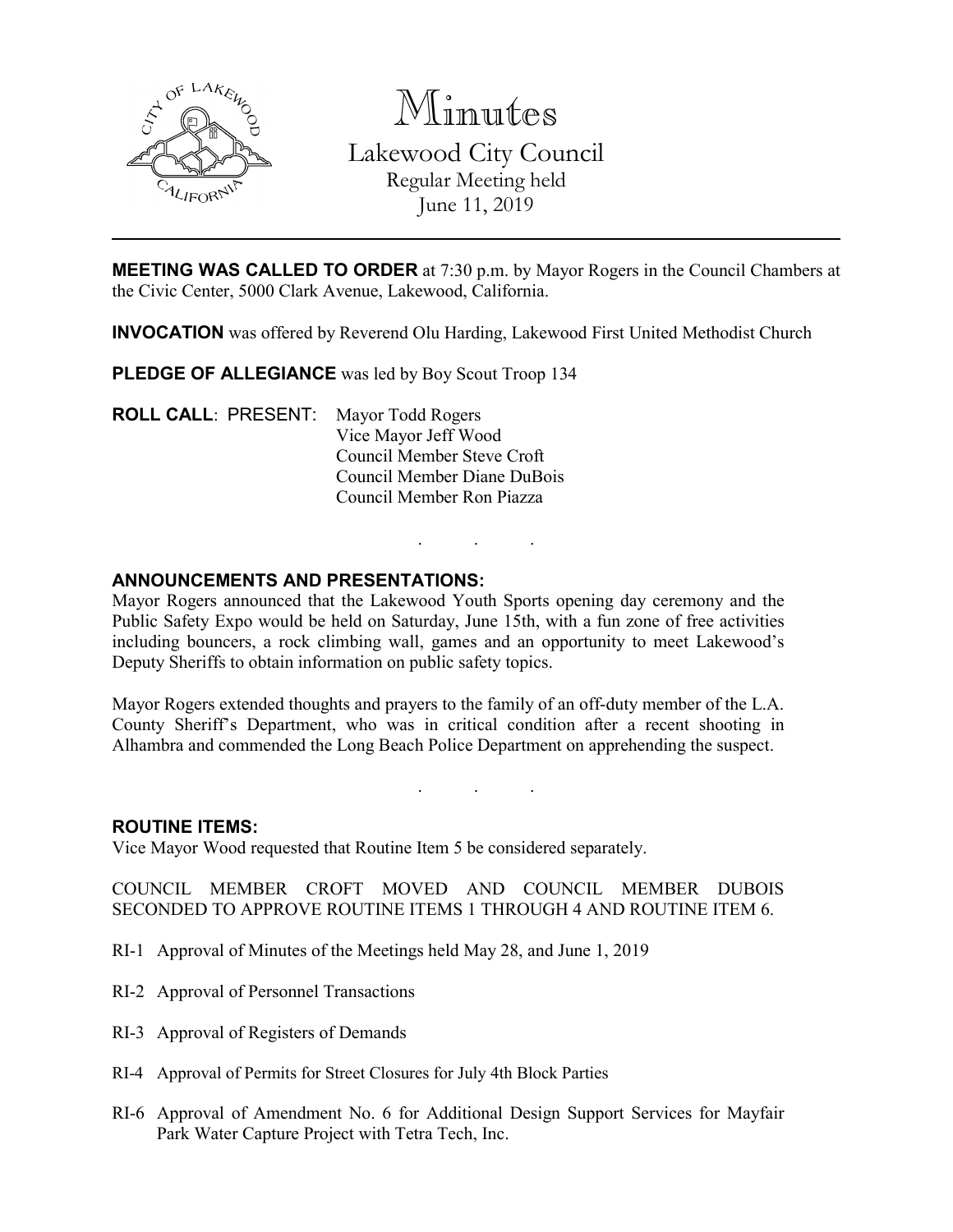# Minutes

## Lakewood City Council

Regular Meeting held
June 11, 2019

---

**MEETING WAS CALLED TO ORDER** at 7:30 p.m. by Mayor Rogers in the Council Chambers at the Civic Center, 5000 Clark Avenue, Lakewood, California.

**INVOCATION** was offered by Reverend Olu Harding, Lakewood First United Methodist Church

**PLEDGE OF ALLEGIANCE** was led by Boy Scout Troop 134

**ROLL CALL**: PRESENT: Mayor Todd Rogers
Vice Mayor Jeff Wood
Council Member Steve Croft
Council Member Diane DuBois
Council Member Ron Piazza

. . .

**ANNOUNCEMENTS AND PRESENTATIONS:**

Mayor Rogers announced that the Lakewood Youth Sports opening day ceremony and the Public Safety Expo would be held on Saturday, June 15th, with a fun zone of free activities including bouncers, a rock climbing wall, games and an opportunity to meet Lakewood's Deputy Sheriffs to obtain information on public safety topics.

Mayor Rogers extended thoughts and prayers to the family of an off-duty member of the L.A. County Sheriff's Department, who was in critical condition after a recent shooting in Alhambra and commended the Long Beach Police Department on apprehending the suspect.

. . .

**ROUTINE ITEMS:**

Vice Mayor Wood requested that Routine Item 5 be considered separately.

COUNCIL MEMBER CROFT MOVED AND COUNCIL MEMBER DUBOIS SECONDED TO APPROVE ROUTINE ITEMS 1 THROUGH 4 AND ROUTINE ITEM 6.

RI-1 Approval of Minutes of the Meetings held May 28, and June 1, 2019

RI-2 Approval of Personnel Transactions

RI-3 Approval of Registers of Demands

RI-4 Approval of Permits for Street Closures for July 4th Block Parties

RI-6 Approval of Amendment No. 6 for Additional Design Support Services for Mayfair Park Water Capture Project with Tetra Tech, Inc.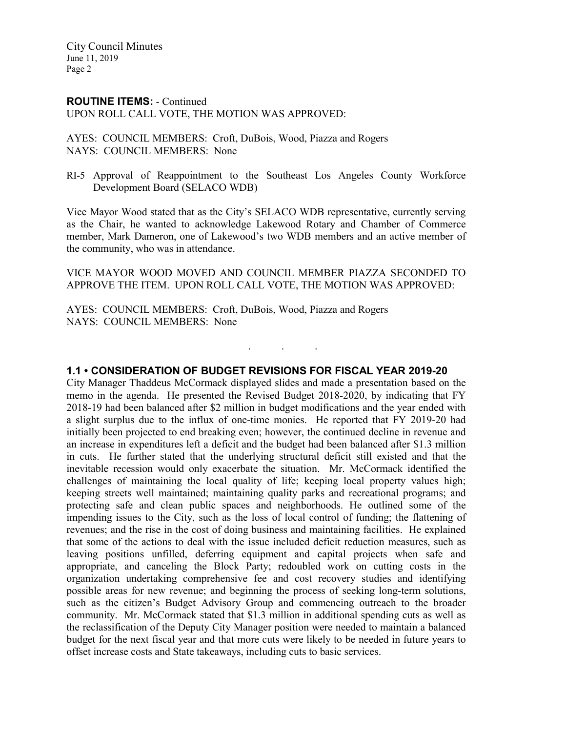**ROUTINE ITEMS:** - Continued
UPON ROLL CALL VOTE, THE MOTION WAS APPROVED:

AYES: COUNCIL MEMBERS: Croft, DuBois, Wood, Piazza and Rogers
NAYS: COUNCIL MEMBERS: None

RI-5 Approval of Reappointment to the Southeast Los Angeles County Workforce Development Board (SELACO WDB)

Vice Mayor Wood stated that as the City's SELACO WDB representative, currently serving as the Chair, he wanted to acknowledge Lakewood Rotary and Chamber of Commerce member, Mark Dameron, one of Lakewood's two WDB members and an active member of the community, who was in attendance.

VICE MAYOR WOOD MOVED AND COUNCIL MEMBER PIAZZA SECONDED TO APPROVE THE ITEM. UPON ROLL CALL VOTE, THE MOTION WAS APPROVED:

AYES: COUNCIL MEMBERS: Croft, DuBois, Wood, Piazza and Rogers
NAYS: COUNCIL MEMBERS: None

. . .

**1.1 • CONSIDERATION OF BUDGET REVISIONS FOR FISCAL YEAR 2019-20**

City Manager Thaddeus McCormack displayed slides and made a presentation based on the memo in the agenda. He presented the Revised Budget 2018-2020, by indicating that FY 2018-19 had been balanced after $2 million in budget modifications and the year ended with a slight surplus due to the influx of one-time monies. He reported that FY 2019-20 had initially been projected to end breaking even; however, the continued decline in revenue and an increase in expenditures left a deficit and the budget had been balanced after $1.3 million in cuts. He further stated that the underlying structural deficit still existed and that the inevitable recession would only exacerbate the situation. Mr. McCormack identified the challenges of maintaining the local quality of life; keeping local property values high; keeping streets well maintained; maintaining quality parks and recreational programs; and protecting safe and clean public spaces and neighborhoods. He outlined some of the impending issues to the City, such as the loss of local control of funding; the flattening of revenues; and the rise in the cost of doing business and maintaining facilities. He explained that some of the actions to deal with the issue included deficit reduction measures, such as leaving positions unfilled, deferring equipment and capital projects when safe and appropriate, and canceling the Block Party; redoubled work on cutting costs in the organization undertaking comprehensive fee and cost recovery studies and identifying possible areas for new revenue; and beginning the process of seeking long-term solutions, such as the citizen's Budget Advisory Group and commencing outreach to the broader community. Mr. McCormack stated that $1.3 million in additional spending cuts as well as the reclassification of the Deputy City Manager position were needed to maintain a balanced budget for the next fiscal year and that more cuts were likely to be needed in future years to offset increase costs and State takeaways, including cuts to basic services.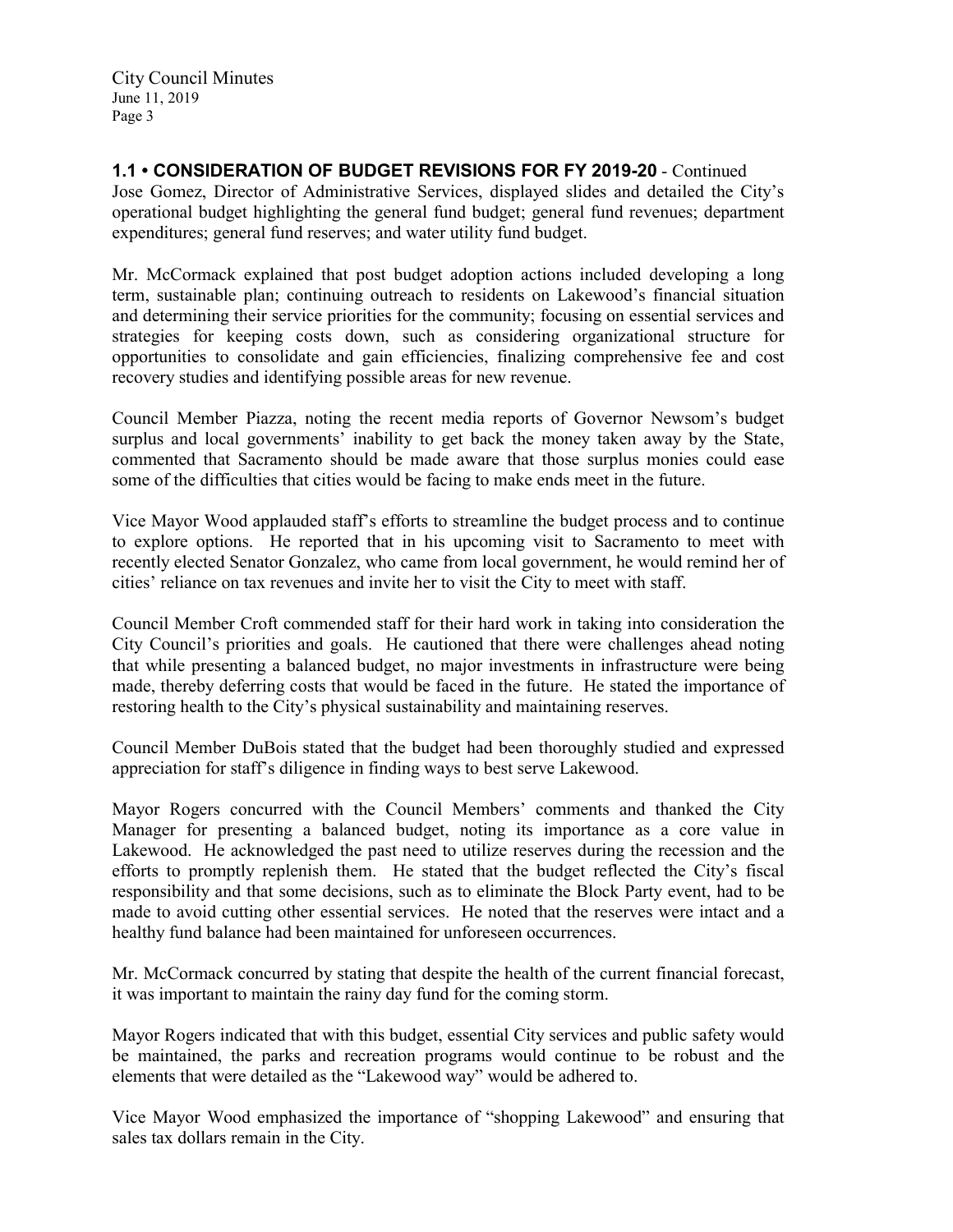**1.1 • CONSIDERATION OF BUDGET REVISIONS FOR FY 2019-20** - Continued

Jose Gomez, Director of Administrative Services, displayed slides and detailed the City's operational budget highlighting the general fund budget; general fund revenues; department expenditures; general fund reserves; and water utility fund budget.

Mr. McCormack explained that post budget adoption actions included developing a long term, sustainable plan; continuing outreach to residents on Lakewood's financial situation and determining their service priorities for the community; focusing on essential services and strategies for keeping costs down, such as considering organizational structure for opportunities to consolidate and gain efficiencies, finalizing comprehensive fee and cost recovery studies and identifying possible areas for new revenue.

Council Member Piazza, noting the recent media reports of Governor Newsom's budget surplus and local governments' inability to get back the money taken away by the State, commented that Sacramento should be made aware that those surplus monies could ease some of the difficulties that cities would be facing to make ends meet in the future.

Vice Mayor Wood applauded staff's efforts to streamline the budget process and to continue to explore options. He reported that in his upcoming visit to Sacramento to meet with recently elected Senator Gonzalez, who came from local government, he would remind her of cities' reliance on tax revenues and invite her to visit the City to meet with staff.

Council Member Croft commended staff for their hard work in taking into consideration the City Council's priorities and goals. He cautioned that there were challenges ahead noting that while presenting a balanced budget, no major investments in infrastructure were being made, thereby deferring costs that would be faced in the future. He stated the importance of restoring health to the City's physical sustainability and maintaining reserves.

Council Member DuBois stated that the budget had been thoroughly studied and expressed appreciation for staff's diligence in finding ways to best serve Lakewood.

Mayor Rogers concurred with the Council Members' comments and thanked the City Manager for presenting a balanced budget, noting its importance as a core value in Lakewood. He acknowledged the past need to utilize reserves during the recession and the efforts to promptly replenish them. He stated that the budget reflected the City's fiscal responsibility and that some decisions, such as to eliminate the Block Party event, had to be made to avoid cutting other essential services. He noted that the reserves were intact and a healthy fund balance had been maintained for unforeseen occurrences.

Mr. McCormack concurred by stating that despite the health of the current financial forecast, it was important to maintain the rainy day fund for the coming storm.

Mayor Rogers indicated that with this budget, essential City services and public safety would be maintained, the parks and recreation programs would continue to be robust and the elements that were detailed as the "Lakewood way" would be adhered to.

Vice Mayor Wood emphasized the importance of "shopping Lakewood" and ensuring that sales tax dollars remain in the City.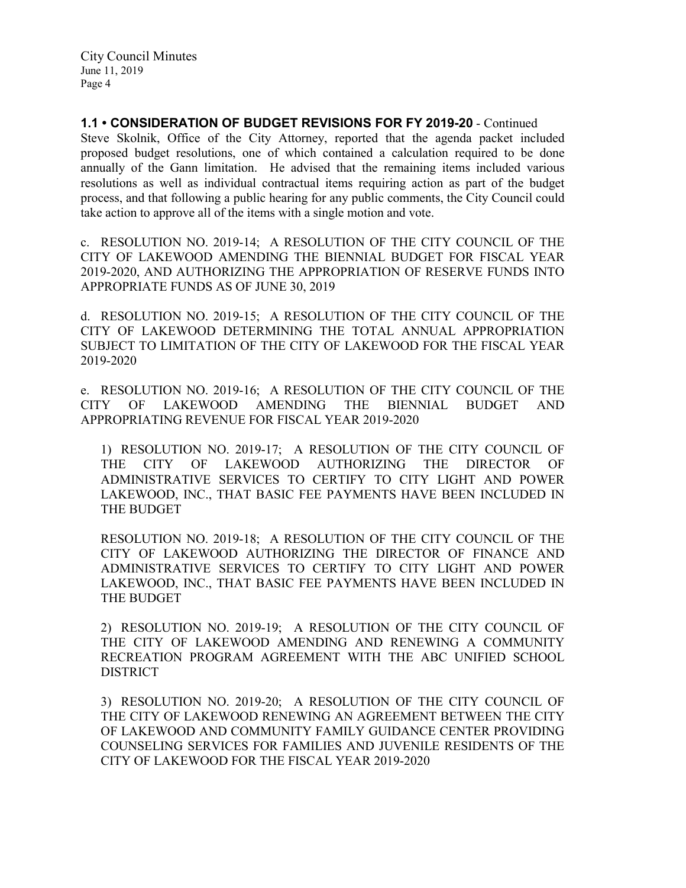**1.1 • CONSIDERATION OF BUDGET REVISIONS FOR FY 2019-20** - Continued

Steve Skolnik, Office of the City Attorney, reported that the agenda packet included proposed budget resolutions, one of which contained a calculation required to be done annually of the Gann limitation. He advised that the remaining items included various resolutions as well as individual contractual items requiring action as part of the budget process, and that following a public hearing for any public comments, the City Council could take action to approve all of the items with a single motion and vote.

c. RESOLUTION NO. 2019-14; A RESOLUTION OF THE CITY COUNCIL OF THE CITY OF LAKEWOOD AMENDING THE BIENNIAL BUDGET FOR FISCAL YEAR 2019-2020, AND AUTHORIZING THE APPROPRIATION OF RESERVE FUNDS INTO APPROPRIATE FUNDS AS OF JUNE 30, 2019

d. RESOLUTION NO. 2019-15; A RESOLUTION OF THE CITY COUNCIL OF THE CITY OF LAKEWOOD DETERMINING THE TOTAL ANNUAL APPROPRIATION SUBJECT TO LIMITATION OF THE CITY OF LAKEWOOD FOR THE FISCAL YEAR 2019-2020

e. RESOLUTION NO. 2019-16; A RESOLUTION OF THE CITY COUNCIL OF THE CITY OF LAKEWOOD AMENDING THE BIENNIAL BUDGET AND APPROPRIATING REVENUE FOR FISCAL YEAR 2019-2020

1) RESOLUTION NO. 2019-17; A RESOLUTION OF THE CITY COUNCIL OF THE CITY OF LAKEWOOD AUTHORIZING THE DIRECTOR OF ADMINISTRATIVE SERVICES TO CERTIFY TO CITY LIGHT AND POWER LAKEWOOD, INC., THAT BASIC FEE PAYMENTS HAVE BEEN INCLUDED IN THE BUDGET

RESOLUTION NO. 2019-18; A RESOLUTION OF THE CITY COUNCIL OF THE CITY OF LAKEWOOD AUTHORIZING THE DIRECTOR OF FINANCE AND ADMINISTRATIVE SERVICES TO CERTIFY TO CITY LIGHT AND POWER LAKEWOOD, INC., THAT BASIC FEE PAYMENTS HAVE BEEN INCLUDED IN THE BUDGET

2) RESOLUTION NO. 2019-19; A RESOLUTION OF THE CITY COUNCIL OF THE CITY OF LAKEWOOD AMENDING AND RENEWING A COMMUNITY RECREATION PROGRAM AGREEMENT WITH THE ABC UNIFIED SCHOOL DISTRICT

3) RESOLUTION NO. 2019-20; A RESOLUTION OF THE CITY COUNCIL OF THE CITY OF LAKEWOOD RENEWING AN AGREEMENT BETWEEN THE CITY OF LAKEWOOD AND COMMUNITY FAMILY GUIDANCE CENTER PROVIDING COUNSELING SERVICES FOR FAMILIES AND JUVENILE RESIDENTS OF THE CITY OF LAKEWOOD FOR THE FISCAL YEAR 2019-2020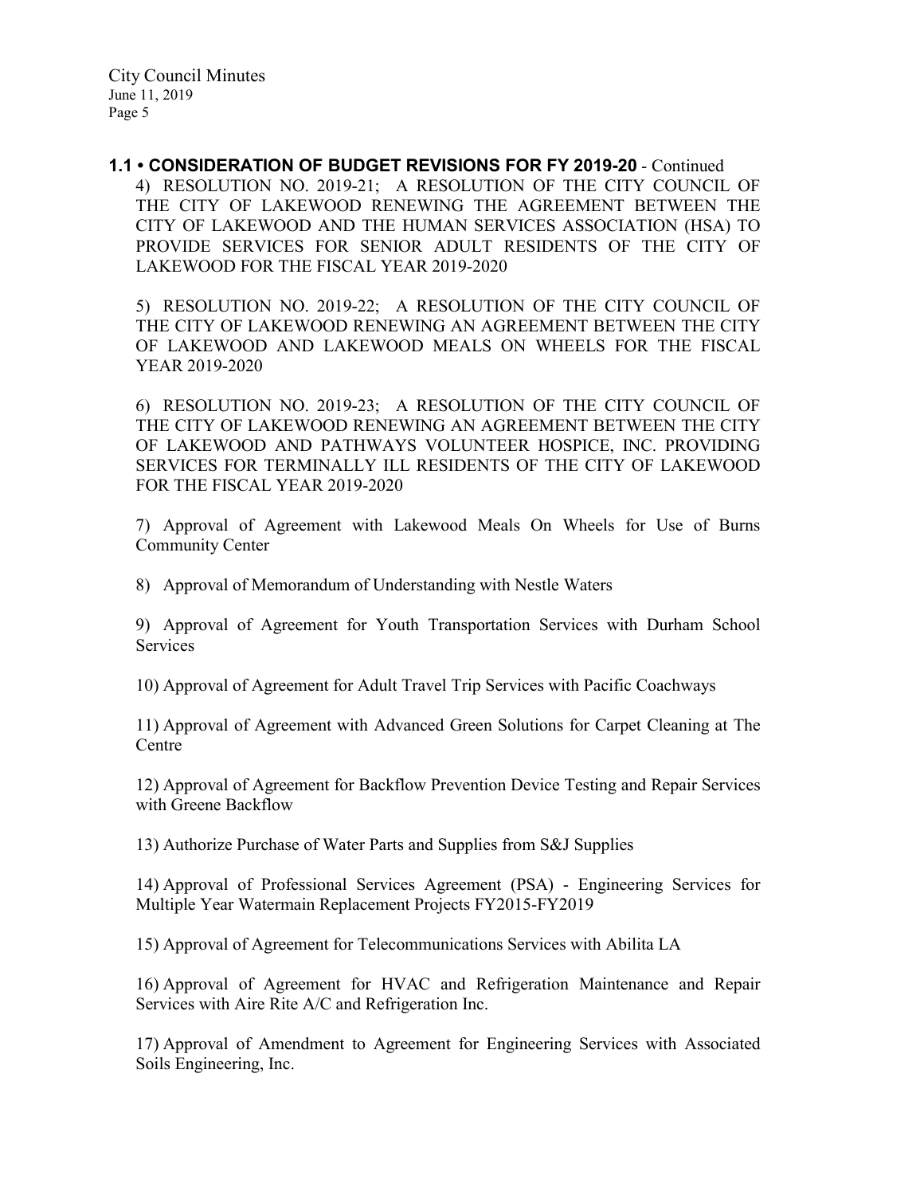**1.1 • CONSIDERATION OF BUDGET REVISIONS FOR FY 2019-20** - Continued

4) RESOLUTION NO. 2019-21; A RESOLUTION OF THE CITY COUNCIL OF THE CITY OF LAKEWOOD RENEWING THE AGREEMENT BETWEEN THE CITY OF LAKEWOOD AND THE HUMAN SERVICES ASSOCIATION (HSA) TO PROVIDE SERVICES FOR SENIOR ADULT RESIDENTS OF THE CITY OF LAKEWOOD FOR THE FISCAL YEAR 2019-2020

5) RESOLUTION NO. 2019-22; A RESOLUTION OF THE CITY COUNCIL OF THE CITY OF LAKEWOOD RENEWING AN AGREEMENT BETWEEN THE CITY OF LAKEWOOD AND LAKEWOOD MEALS ON WHEELS FOR THE FISCAL YEAR 2019-2020

6) RESOLUTION NO. 2019-23; A RESOLUTION OF THE CITY COUNCIL OF THE CITY OF LAKEWOOD RENEWING AN AGREEMENT BETWEEN THE CITY OF LAKEWOOD AND PATHWAYS VOLUNTEER HOSPICE, INC. PROVIDING SERVICES FOR TERMINALLY ILL RESIDENTS OF THE CITY OF LAKEWOOD FOR THE FISCAL YEAR 2019-2020

7) Approval of Agreement with Lakewood Meals On Wheels for Use of Burns Community Center

8) Approval of Memorandum of Understanding with Nestle Waters

9) Approval of Agreement for Youth Transportation Services with Durham School Services

10) Approval of Agreement for Adult Travel Trip Services with Pacific Coachways

11) Approval of Agreement with Advanced Green Solutions for Carpet Cleaning at The Centre

12) Approval of Agreement for Backflow Prevention Device Testing and Repair Services with Greene Backflow

13) Authorize Purchase of Water Parts and Supplies from S&J Supplies

14) Approval of Professional Services Agreement (PSA) - Engineering Services for Multiple Year Watermain Replacement Projects FY2015-FY2019

15) Approval of Agreement for Telecommunications Services with Abilita LA

16) Approval of Agreement for HVAC and Refrigeration Maintenance and Repair Services with Aire Rite A/C and Refrigeration Inc.

17) Approval of Amendment to Agreement for Engineering Services with Associated Soils Engineering, Inc.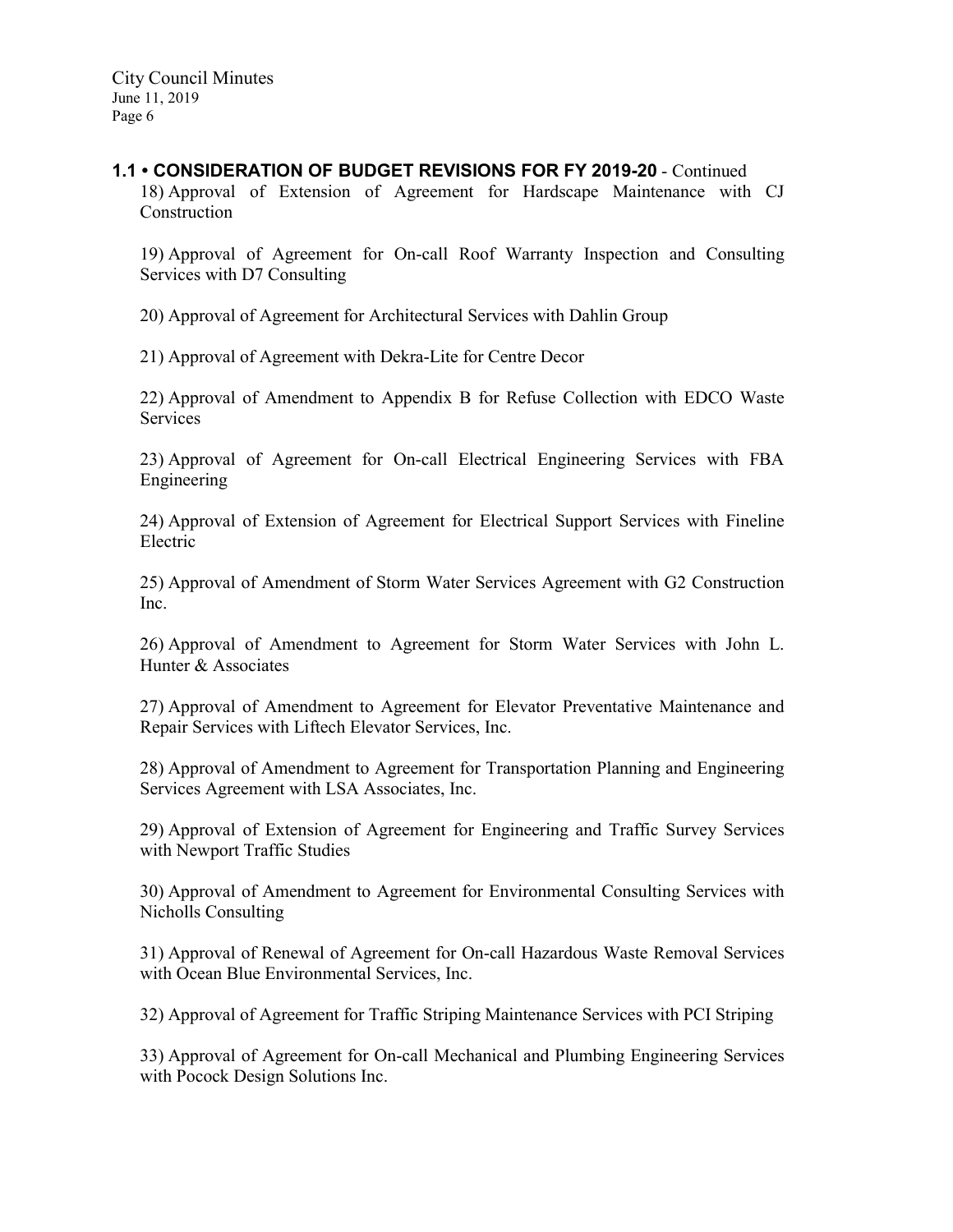## 1.1 • CONSIDERATION OF BUDGET REVISIONS FOR FY 2019-20 - Continued

18) Approval of Extension of Agreement for Hardscape Maintenance with CJ Construction

19) Approval of Agreement for On-call Roof Warranty Inspection and Consulting Services with D7 Consulting

20) Approval of Agreement for Architectural Services with Dahlin Group

21) Approval of Agreement with Dekra-Lite for Centre Decor

22) Approval of Amendment to Appendix B for Refuse Collection with EDCO Waste Services

23) Approval of Agreement for On-call Electrical Engineering Services with FBA Engineering

24) Approval of Extension of Agreement for Electrical Support Services with Fineline Electric

25) Approval of Amendment of Storm Water Services Agreement with G2 Construction Inc.

26) Approval of Amendment to Agreement for Storm Water Services with John L. Hunter & Associates

27) Approval of Amendment to Agreement for Elevator Preventative Maintenance and Repair Services with Liftech Elevator Services, Inc.

28) Approval of Amendment to Agreement for Transportation Planning and Engineering Services Agreement with LSA Associates, Inc.

29) Approval of Extension of Agreement for Engineering and Traffic Survey Services with Newport Traffic Studies

30) Approval of Amendment to Agreement for Environmental Consulting Services with Nicholls Consulting

31) Approval of Renewal of Agreement for On-call Hazardous Waste Removal Services with Ocean Blue Environmental Services, Inc.

32) Approval of Agreement for Traffic Striping Maintenance Services with PCI Striping

33) Approval of Agreement for On-call Mechanical and Plumbing Engineering Services with Pocock Design Solutions Inc.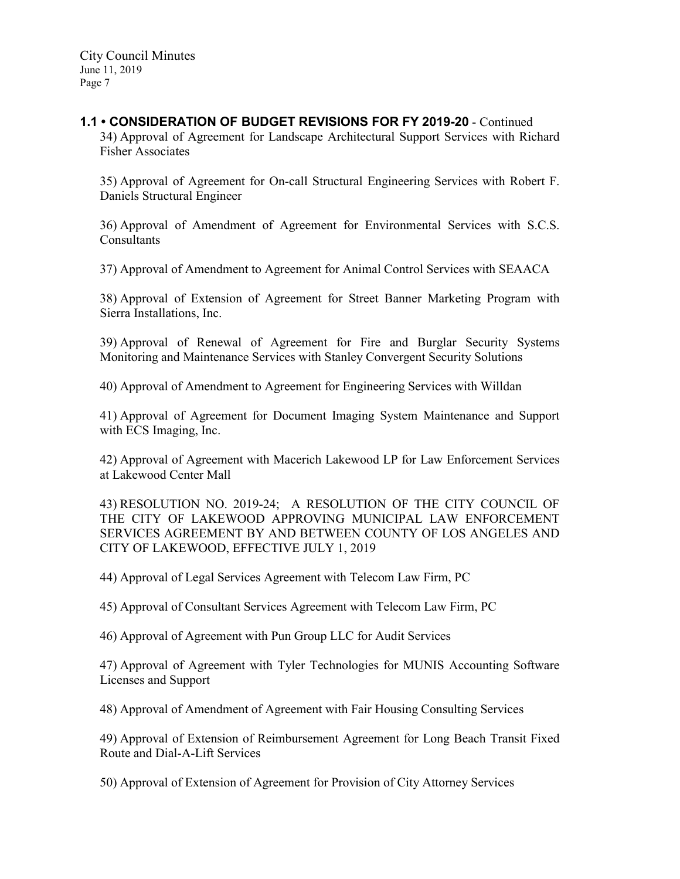**1.1 • CONSIDERATION OF BUDGET REVISIONS FOR FY 2019-20** - Continued

34) Approval of Agreement for Landscape Architectural Support Services with Richard Fisher Associates

35) Approval of Agreement for On-call Structural Engineering Services with Robert F. Daniels Structural Engineer

36) Approval of Amendment of Agreement for Environmental Services with S.C.S. Consultants

37) Approval of Amendment to Agreement for Animal Control Services with SEAACA

38) Approval of Extension of Agreement for Street Banner Marketing Program with Sierra Installations, Inc.

39) Approval of Renewal of Agreement for Fire and Burglar Security Systems Monitoring and Maintenance Services with Stanley Convergent Security Solutions

40) Approval of Amendment to Agreement for Engineering Services with Willdan

41) Approval of Agreement for Document Imaging System Maintenance and Support with ECS Imaging, Inc.

42) Approval of Agreement with Macerich Lakewood LP for Law Enforcement Services at Lakewood Center Mall

43) RESOLUTION NO. 2019-24; A RESOLUTION OF THE CITY COUNCIL OF THE CITY OF LAKEWOOD APPROVING MUNICIPAL LAW ENFORCEMENT SERVICES AGREEMENT BY AND BETWEEN COUNTY OF LOS ANGELES AND CITY OF LAKEWOOD, EFFECTIVE JULY 1, 2019

44) Approval of Legal Services Agreement with Telecom Law Firm, PC

45) Approval of Consultant Services Agreement with Telecom Law Firm, PC

46) Approval of Agreement with Pun Group LLC for Audit Services

47) Approval of Agreement with Tyler Technologies for MUNIS Accounting Software Licenses and Support

48) Approval of Amendment of Agreement with Fair Housing Consulting Services

49) Approval of Extension of Reimbursement Agreement for Long Beach Transit Fixed Route and Dial-A-Lift Services

50) Approval of Extension of Agreement for Provision of City Attorney Services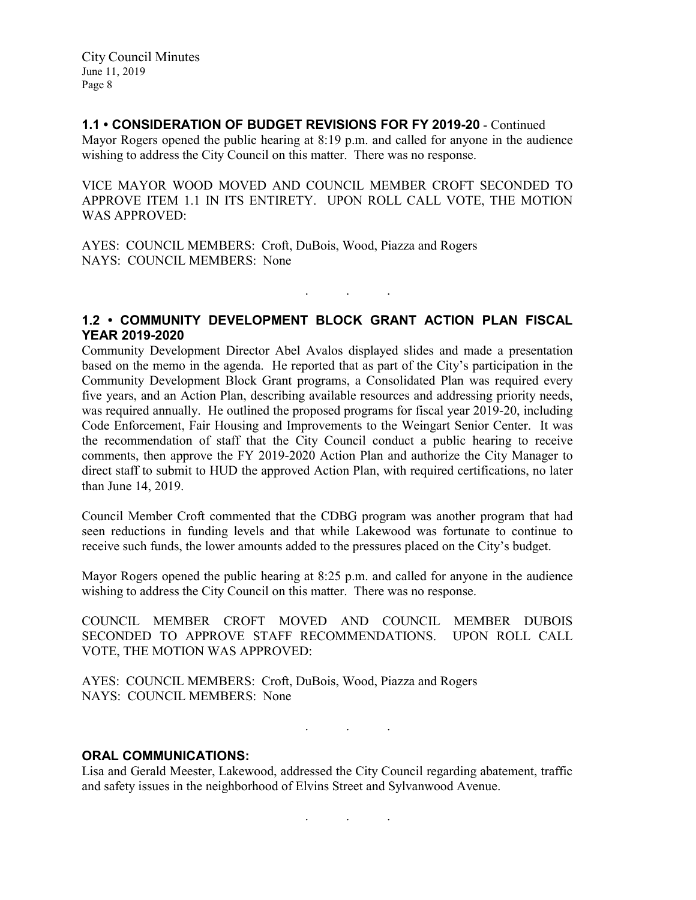**1.1 • CONSIDERATION OF BUDGET REVISIONS FOR FY 2019-20** - Continued

Mayor Rogers opened the public hearing at 8:19 p.m. and called for anyone in the audience wishing to address the City Council on this matter. There was no response.

VICE MAYOR WOOD MOVED AND COUNCIL MEMBER CROFT SECONDED TO APPROVE ITEM 1.1 IN ITS ENTIRETY. UPON ROLL CALL VOTE, THE MOTION WAS APPROVED:

AYES: COUNCIL MEMBERS: Croft, DuBois, Wood, Piazza and Rogers
NAYS: COUNCIL MEMBERS: None

. . .

**1.2 • COMMUNITY DEVELOPMENT BLOCK GRANT ACTION PLAN FISCAL YEAR 2019-2020**

Community Development Director Abel Avalos displayed slides and made a presentation based on the memo in the agenda. He reported that as part of the City's participation in the Community Development Block Grant programs, a Consolidated Plan was required every five years, and an Action Plan, describing available resources and addressing priority needs, was required annually. He outlined the proposed programs for fiscal year 2019-20, including Code Enforcement, Fair Housing and Improvements to the Weingart Senior Center. It was the recommendation of staff that the City Council conduct a public hearing to receive comments, then approve the FY 2019-2020 Action Plan and authorize the City Manager to direct staff to submit to HUD the approved Action Plan, with required certifications, no later than June 14, 2019.

Council Member Croft commented that the CDBG program was another program that had seen reductions in funding levels and that while Lakewood was fortunate to continue to receive such funds, the lower amounts added to the pressures placed on the City's budget.

Mayor Rogers opened the public hearing at 8:25 p.m. and called for anyone in the audience wishing to address the City Council on this matter. There was no response.

COUNCIL MEMBER CROFT MOVED AND COUNCIL MEMBER DUBOIS SECONDED TO APPROVE STAFF RECOMMENDATIONS. UPON ROLL CALL VOTE, THE MOTION WAS APPROVED:

AYES: COUNCIL MEMBERS: Croft, DuBois, Wood, Piazza and Rogers
NAYS: COUNCIL MEMBERS: None

. . .

**ORAL COMMUNICATIONS:**

Lisa and Gerald Meester, Lakewood, addressed the City Council regarding abatement, traffic and safety issues in the neighborhood of Elvins Street and Sylvanwood Avenue.

. . .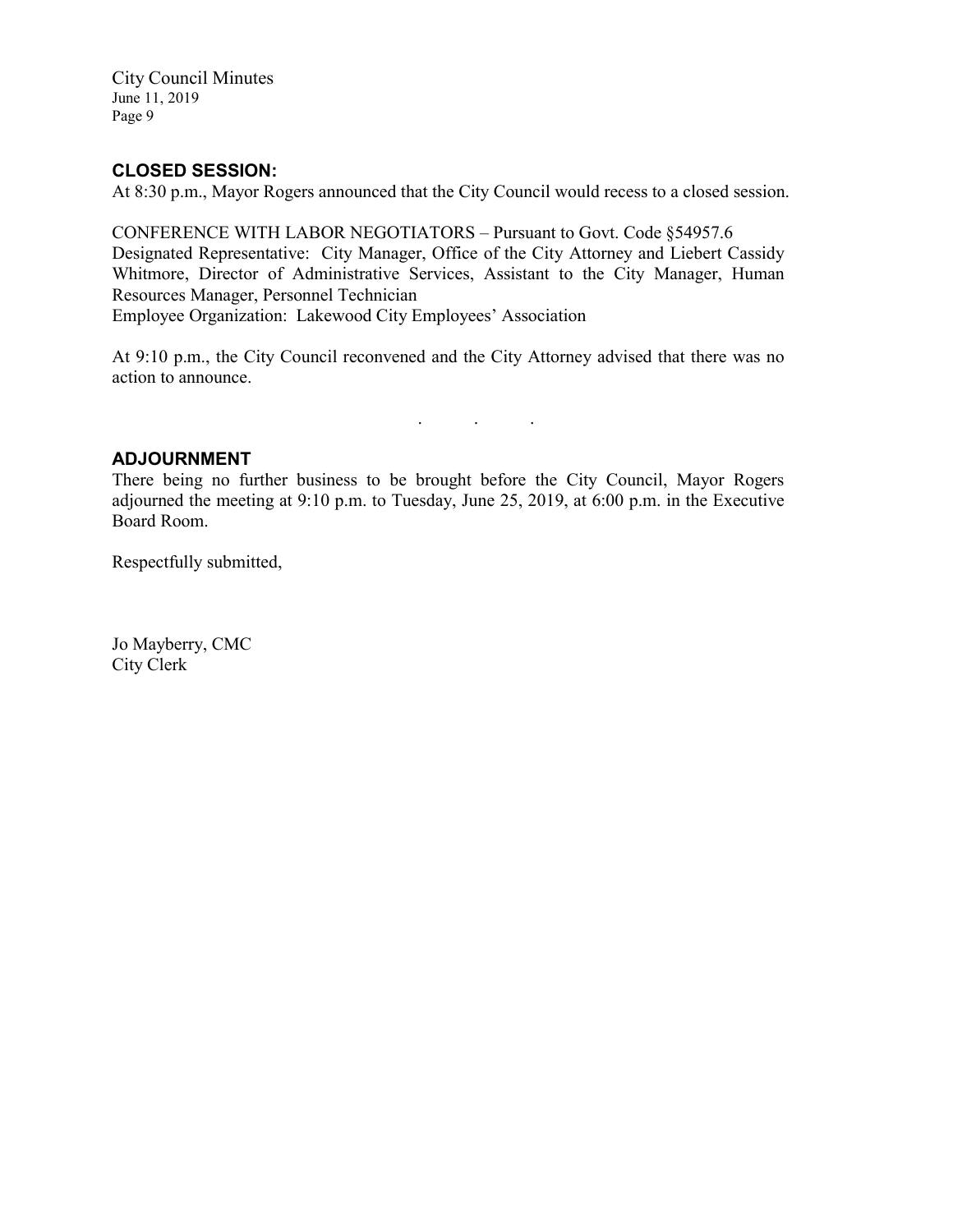## CLOSED SESSION:

At 8:30 p.m., Mayor Rogers announced that the City Council would recess to a closed session.

CONFERENCE WITH LABOR NEGOTIATORS – Pursuant to Govt. Code §54957.6
Designated Representative: City Manager, Office of the City Attorney and Liebert Cassidy Whitmore, Director of Administrative Services, Assistant to the City Manager, Human Resources Manager, Personnel Technician
Employee Organization: Lakewood City Employees' Association

At 9:10 p.m., the City Council reconvened and the City Attorney advised that there was no action to announce.

. . .

## ADJOURNMENT

There being no further business to be brought before the City Council, Mayor Rogers adjourned the meeting at 9:10 p.m. to Tuesday, June 25, 2019, at 6:00 p.m. in the Executive Board Room.

Respectfully submitted,

Jo Mayberry, CMC
City Clerk